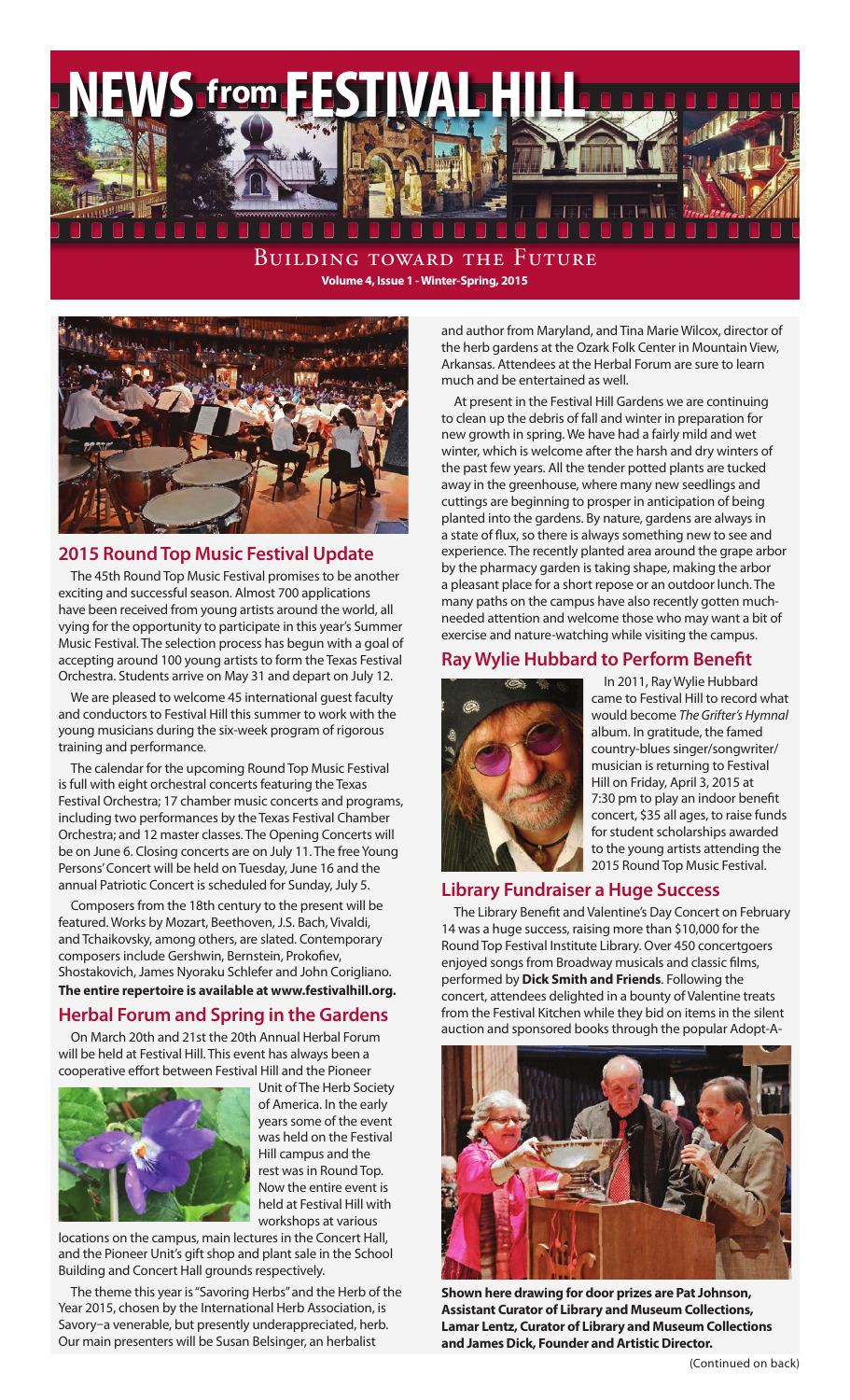# NEWS from FESTIVAL HILL

BUILDING TOWARD THE FUTURE

**Volume 4, Issue 1 - Winter-Spring, 2015**

## 2015 Round Top Music Festival Update

The 45th Round Top Music Festival promises to be another exciting and successful season. Almost 700 applications have been received from young artists around the world, all vying for the opportunity to participate in this year's Summer Music Festival. The selection process has begun with a goal of accepting around 100 young artists to form the Texas Festival Orchestra. Students arrive on May 31 and depart on July 12.

We are pleased to welcome 45 international guest faculty and conductors to Festival Hill this summer to work with the young musicians during the six-week program of rigorous training and performance.

The calendar for the upcoming Round Top Music Festival is full with eight orchestral concerts featuring the Texas Festival Orchestra; 17 chamber music concerts and programs, including two performances by the Texas Festival Chamber Orchestra; and 12 master classes. The Opening Concerts will be on June 6. Closing concerts are on July 11. The free Young Persons' Concert will be held on Tuesday, June 16 and the annual Patriotic Concert is scheduled for Sunday, July 5.

Composers from the 18th century to the present will be featured. Works by Mozart, Beethoven, J.S. Bach, Vivaldi, and Tchaikovsky, among others, are slated. Contemporary composers include Gershwin, Bernstein, Prokofiev, Shostakovich, James Nyoraku Schlefer and John Corigliano. **The entire repertoire is available at www.festivalhill.org.**

## Herbal Forum and Spring in the Gardens

On March 20th and 21st the 20th Annual Herbal Forum will be held at Festival Hill. This event has always been a cooperative effort between Festival Hill and the Pioneer Unit of The Herb Society of America. In the early years some of the event was held on the Festival Hill campus and the rest was in Round Top. Now the entire event is held at Festival Hill with workshops at various locations on the campus, main lectures in the Concert Hall, and the Pioneer Unit's gift shop and plant sale in the School Building and Concert Hall grounds respectively.

The theme this year is "Savoring Herbs" and the Herb of the Year 2015, chosen by the International Herb Association, is Savory–a venerable, but presently underappreciated, herb. Our main presenters will be Susan Belsinger, an herbalist and author from Maryland, and Tina Marie Wilcox, director of the herb gardens at the Ozark Folk Center in Mountain View, Arkansas. Attendees at the Herbal Forum are sure to learn much and be entertained as well.

At present in the Festival Hill Gardens we are continuing to clean up the debris of fall and winter in preparation for new growth in spring. We have had a fairly mild and wet winter, which is welcome after the harsh and dry winters of the past few years. All the tender potted plants are tucked away in the greenhouse, where many new seedlings and cuttings are beginning to prosper in anticipation of being planted into the gardens. By nature, gardens are always in a state of flux, so there is always something new to see and experience. The recently planted area around the grape arbor by the pharmacy garden is taking shape, making the arbor a pleasant place for a short repose or an outdoor lunch. The many paths on the campus have also recently gotten much-needed attention and welcome those who may want a bit of exercise and nature-watching while visiting the campus.

## Ray Wylie Hubbard to Perform Benefit

In 2011, Ray Wylie Hubbard came to Festival Hill to record what would become *The Grifter's Hymnal* album. In gratitude, the famed country-blues singer/songwriter/ musician is returning to Festival Hill on Friday, April 3, 2015 at 7:30 pm to play an indoor benefit concert, $35 all ages, to raise funds for student scholarships awarded to the young artists attending the 2015 Round Top Music Festival.

## Library Fundraiser a Huge Success

The Library Benefit and Valentine's Day Concert on February 14 was a huge success, raising more than $10,000 for the Round Top Festival Institute Library. Over 450 concertgoers enjoyed songs from Broadway musicals and classic films, performed by **Dick Smith and Friends**. Following the concert, attendees delighted in a bounty of Valentine treats from the Festival Kitchen while they bid on items in the silent auction and sponsored books through the popular Adopt-A-

**Shown here drawing for door prizes are Pat Johnson, Assistant Curator of Library and Museum Collections, Lamar Lentz, Curator of Library and Museum Collections and James Dick, Founder and Artistic Director.**

(Continued on back)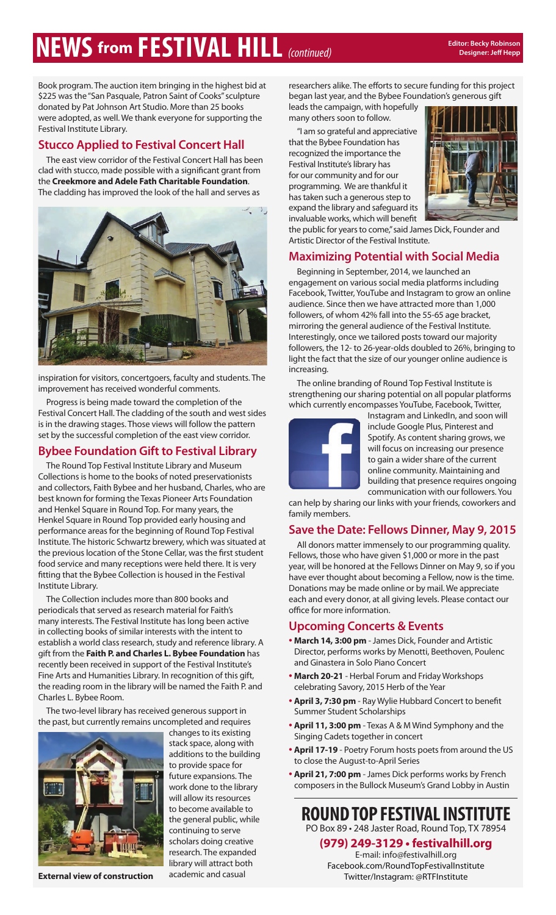# NEWS from FESTIVAL HILL *(continued)*

**Editor: Becky Robinson**
**Designer: Jeff Hepp**

Book program. The auction item bringing in the highest bid at $225 was the "San Pasquale, Patron Saint of Cooks" sculpture donated by Pat Johnson Art Studio. More than 25 books were adopted, as well. We thank everyone for supporting the Festival Institute Library.

## Stucco Applied to Festival Concert Hall

The east view corridor of the Festival Concert Hall has been clad with stucco, made possible with a significant grant from the **Creekmore and Adele Fath Charitable Foundation**. The cladding has improved the look of the hall and serves as inspiration for visitors, concertgoers, faculty and students. The improvement has received wonderful comments.

Progress is being made toward the completion of the Festival Concert Hall. The cladding of the south and west sides is in the drawing stages. Those views will follow the pattern set by the successful completion of the east view corridor.

## Bybee Foundation Gift to Festival Library

The Round Top Festival Institute Library and Museum Collections is home to the books of noted preservationists and collectors, Faith Bybee and her husband, Charles, who are best known for forming the Texas Pioneer Arts Foundation and Henkel Square in Round Top. For many years, the Henkel Square in Round Top provided early housing and performance areas for the beginning of Round Top Festival Institute. The historic Schwartz brewery, which was situated at the previous location of the Stone Cellar, was the first student food service and many receptions were held there. It is very fitting that the Bybee Collection is housed in the Festival Institute Library.

The Collection includes more than 800 books and periodicals that served as research material for Faith's many interests. The Festival Institute has long been active in collecting books of similar interests with the intent to establish a world class research, study and reference library. A gift from the **Faith P. and Charles L. Bybee Foundation** has recently been received in support of the Festival Institute's Fine Arts and Humanities Library. In recognition of this gift, the reading room in the library will be named the Faith P. and Charles L. Bybee Room.

The two-level library has received generous support in the past, but currently remains uncompleted and requires changes to its existing stack space, along with additions to the building to provide space for future expansions. The work done to the library will allow its resources to become available to the general public, while continuing to serve scholars doing creative research. The expanded library will attract both academic and casual researchers alike. The efforts to secure funding for this project began last year, and the Bybee Foundation's generous gift leads the campaign, with hopefully many others soon to follow.

**External view of construction**

"I am so grateful and appreciative that the Bybee Foundation has recognized the importance the Festival Institute's library has for our community and for our programming. We are thankful it has taken such a generous step to expand the library and safeguard its invaluable works, which will benefit the public for years to come," said James Dick, Founder and Artistic Director of the Festival Institute.

## Maximizing Potential with Social Media

Beginning in September, 2014, we launched an engagement on various social media platforms including Facebook, Twitter, YouTube and Instagram to grow an online audience. Since then we have attracted more than 1,000 followers, of whom 42% fall into the 55-65 age bracket, mirroring the general audience of the Festival Institute. Interestingly, once we tailored posts toward our majority followers, the 12- to 26-year-olds doubled to 26%, bringing to light the fact that the size of our younger online audience is increasing.

The online branding of Round Top Festival Institute is strengthening our sharing potential on all popular platforms which currently encompasses YouTube, Facebook, Twitter, Instagram and LinkedIn, and soon will include Google Plus, Pinterest and Spotify. As content sharing grows, we will focus on increasing our presence to gain a wider share of the current online community. Maintaining and building that presence requires ongoing communication with our followers. You can help by sharing our links with your friends, coworkers and family members.

## Save the Date: Fellows Dinner, May 9, 2015

All donors matter immensely to our programming quality. Fellows, those who have given $1,000 or more in the past year, will be honored at the Fellows Dinner on May 9, so if you have ever thought about becoming a Fellow, now is the time. Donations may be made online or by mail. We appreciate each and every donor, at all giving levels. Please contact our office for more information.

## Upcoming Concerts & Events

- **March 14, 3:00 pm** - James Dick, Founder and Artistic Director, performs works by Menotti, Beethoven, Poulenc and Ginastera in Solo Piano Concert
- **March 20-21** - Herbal Forum and Friday Workshops celebrating Savory, 2015 Herb of the Year
- **April 3, 7:30 pm** - Ray Wylie Hubbard Concert to benefit Summer Student Scholarships
- **April 11, 3:00 pm** - Texas A & M Wind Symphony and the Singing Cadets together in concert
- **April 17-19** - Poetry Forum hosts poets from around the US to close the August-to-April Series
- **April 21, 7:00 pm** - James Dick performs works by French composers in the Bullock Museum's Grand Lobby in Austin

## ROUND TOP FESTIVAL INSTITUTE

PO Box 89 • 248 Jaster Road, Round Top, TX 78954

**(979) 249-3129 • festivalhill.org**

E-mail: info@festivalhill.org
Facebook.com/RoundTopFestivalInstitute
Twitter/Instagram: @RTFInstitute